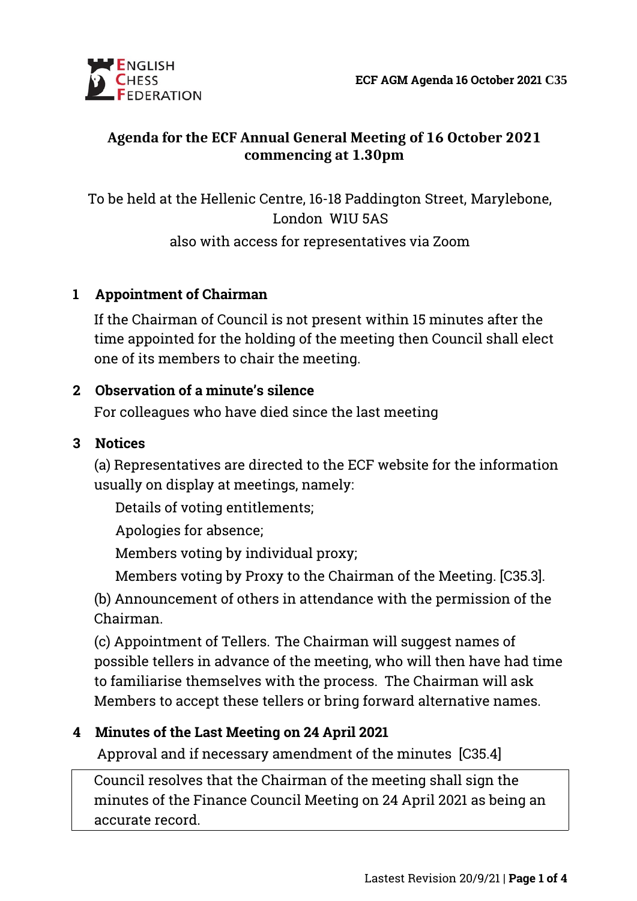# Agenda for the ECF Annual General Meeting of 16 October 2021 commencing at 1.30pm

To be held at the Hellenic Centre, 16-18 Paddington Street, Marylebone, London W1U 5AS

also with access for representatives via Zoom

## 1 Appointment of Chairman

If the Chairman of Council is not present within 15 minutes after the time appointed for the holding of the meeting then Council shall elect one of its members to chair the meeting.

## 2 Observation of a minute's silence

For colleagues who have died since the last meeting

## 3 Notices

(a) Representatives are directed to the ECF website for the information usually on display at meetings, namely:

Details of voting entitlements;

Apologies for absence;

Members voting by individual proxy;

Members voting by Proxy to the Chairman of the Meeting. [C35.3].

(b) Announcement of others in attendance with the permission of the Chairman.

(c) Appointment of Tellers. The Chairman will suggest names of possible tellers in advance of the meeting, who will then have had time to familiarise themselves with the process. The Chairman will ask Members to accept these tellers or bring forward alternative names.

## 4 Minutes of the Last Meeting on 24 April 2021

Approval and if necessary amendment of the minutes [C35.4]

| Council resolves that the Chairman of the meeting shall sign the minutes of the Finance Council Meeting on 24 April 2021 as being an accurate record. |
|---|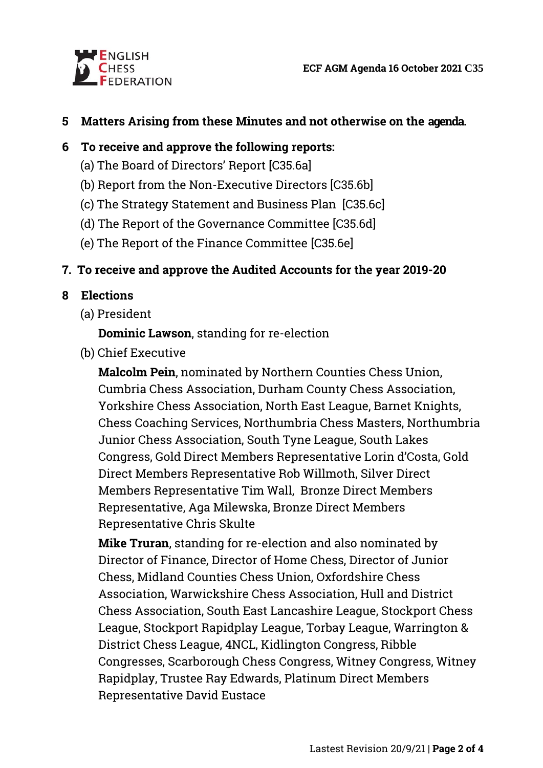**5 Matters Arising from these Minutes and not otherwise on the agenda.**

**6 To receive and approve the following reports:**

(a) The Board of Directors' Report [C35.6a]

(b) Report from the Non-Executive Directors [C35.6b]

(c) The Strategy Statement and Business Plan [C35.6c]

(d) The Report of the Governance Committee [C35.6d]

(e) The Report of the Finance Committee [C35.6e]

**7. To receive and approve the Audited Accounts for the year 2019-20**

**8 Elections**

(a) President

**Dominic Lawson**, standing for re-election

(b) Chief Executive

**Malcolm Pein**, nominated by Northern Counties Chess Union, Cumbria Chess Association, Durham County Chess Association, Yorkshire Chess Association, North East League, Barnet Knights, Chess Coaching Services, Northumbria Chess Masters, Northumbria Junior Chess Association, South Tyne League, South Lakes Congress, Gold Direct Members Representative Lorin d'Costa, Gold Direct Members Representative Rob Willmoth, Silver Direct Members Representative Tim Wall, Bronze Direct Members Representative, Aga Milewska, Bronze Direct Members Representative Chris Skulte

**Mike Truran**, standing for re-election and also nominated by Director of Finance, Director of Home Chess, Director of Junior Chess, Midland Counties Chess Union, Oxfordshire Chess Association, Warwickshire Chess Association, Hull and District Chess Association, South East Lancashire League, Stockport Chess League, Stockport Rapidplay League, Torbay League, Warrington & District Chess League, 4NCL, Kidlington Congress, Ribble Congresses, Scarborough Chess Congress, Witney Congress, Witney Rapidplay, Trustee Ray Edwards, Platinum Direct Members Representative David Eustace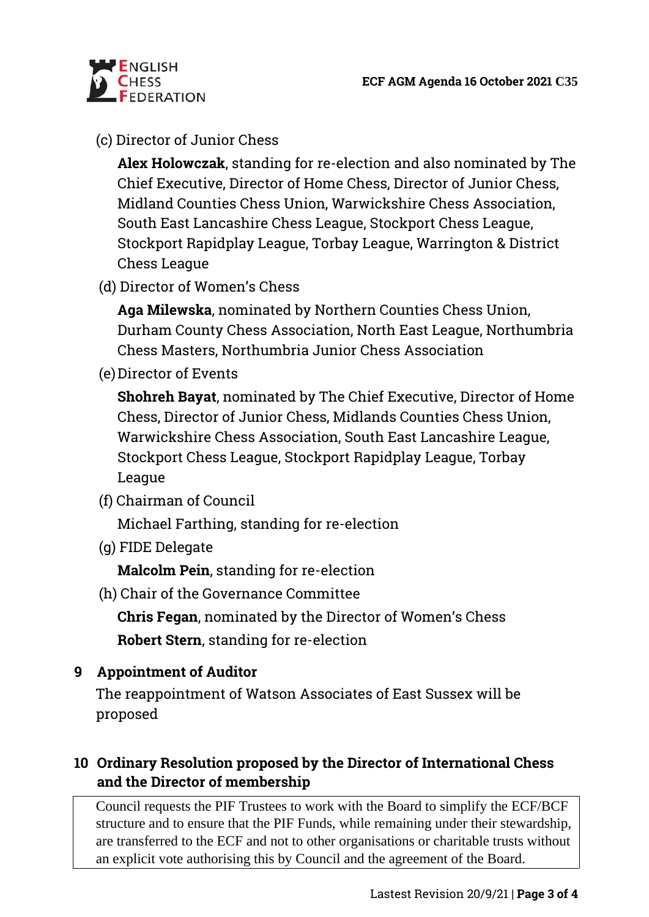(c) Director of Junior Chess

**Alex Holowczak**, standing for re-election and also nominated by The Chief Executive, Director of Home Chess, Director of Junior Chess, Midland Counties Chess Union, Warwickshire Chess Association, South East Lancashire Chess League, Stockport Chess League, Stockport Rapidplay League, Torbay League, Warrington & District Chess League

(d) Director of Women's Chess

**Aga Milewska**, nominated by Northern Counties Chess Union, Durham County Chess Association, North East League, Northumbria Chess Masters, Northumbria Junior Chess Association

(e) Director of Events

**Shohreh Bayat**, nominated by The Chief Executive, Director of Home Chess, Director of Junior Chess, Midlands Counties Chess Union, Warwickshire Chess Association, South East Lancashire League, Stockport Chess League, Stockport Rapidplay League, Torbay League

(f) Chairman of Council

Michael Farthing, standing for re-election

(g) FIDE Delegate

**Malcolm Pein**, standing for re-election

(h) Chair of the Governance Committee

**Chris Fegan**, nominated by the Director of Women's Chess

**Robert Stern**, standing for re-election

## 9 Appointment of Auditor

The reappointment of Watson Associates of East Sussex will be proposed

## 10 Ordinary Resolution proposed by the Director of International Chess and the Director of membership

Council requests the PIF Trustees to work with the Board to simplify the ECF/BCF structure and to ensure that the PIF Funds, while remaining under their stewardship, are transferred to the ECF and not to other organisations or charitable trusts without an explicit vote authorising this by Council and the agreement of the Board.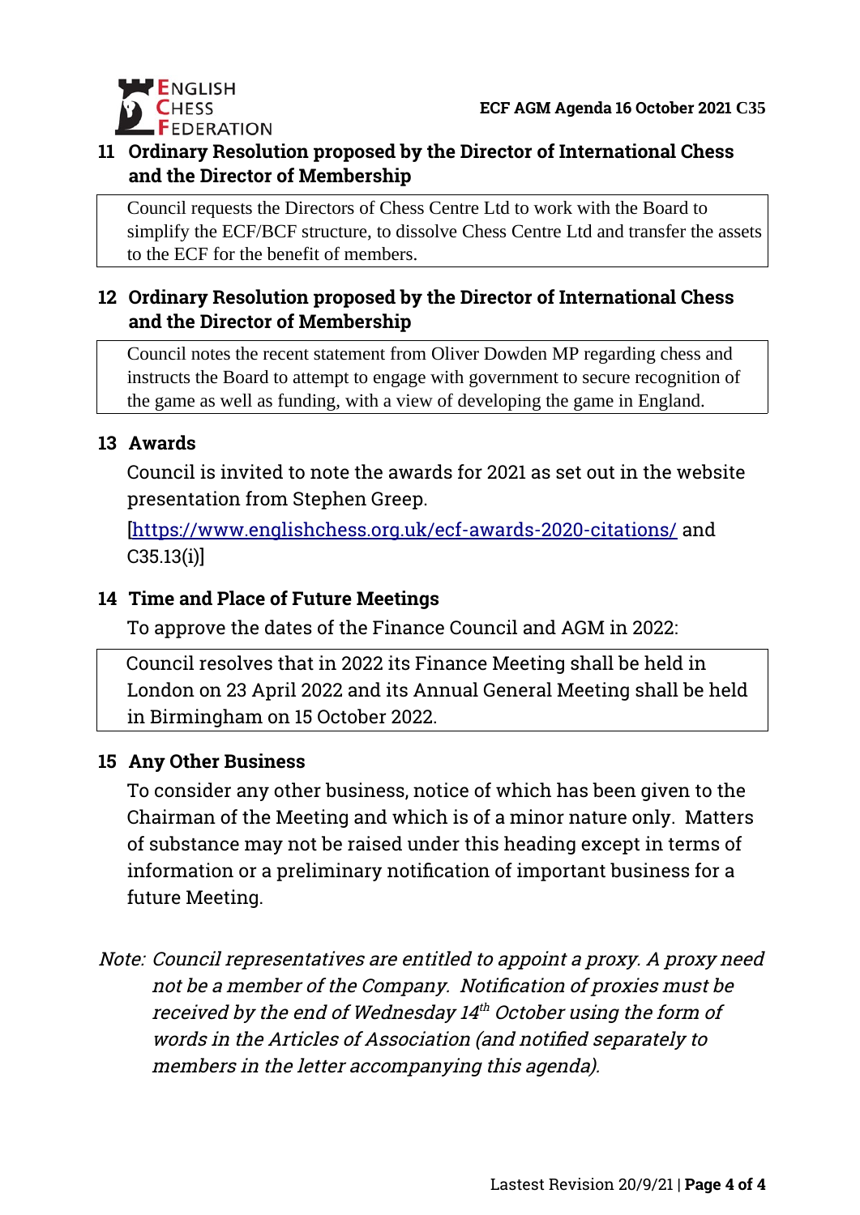## 11 Ordinary Resolution proposed by the Director of International Chess and the Director of Membership

> Council requests the Directors of Chess Centre Ltd to work with the Board to simplify the ECF/BCF structure, to dissolve Chess Centre Ltd and transfer the assets to the ECF for the benefit of members.

## 12 Ordinary Resolution proposed by the Director of International Chess and the Director of Membership

> Council notes the recent statement from Oliver Dowden MP regarding chess and instructs the Board to attempt to engage with government to secure recognition of the game as well as funding, with a view of developing the game in England.

## 13 Awards

Council is invited to note the awards for 2021 as set out in the website presentation from Stephen Greep.

[https://www.englishchess.org.uk/ecf-awards-2020-citations/ and C35.13(i)]

## 14 Time and Place of Future Meetings

To approve the dates of the Finance Council and AGM in 2022:

> Council resolves that in 2022 its Finance Meeting shall be held in London on 23 April 2022 and its Annual General Meeting shall be held in Birmingham on 15 October 2022.

## 15 Any Other Business

To consider any other business, notice of which has been given to the Chairman of the Meeting and which is of a minor nature only. Matters of substance may not be raised under this heading except in terms of information or a preliminary notification of important business for a future Meeting.

*Note: Council representatives are entitled to appoint a proxy. A proxy need not be a member of the Company. Notification of proxies must be received by the end of Wednesday 14th October using the form of words in the Articles of Association (and notified separately to members in the letter accompanying this agenda).*